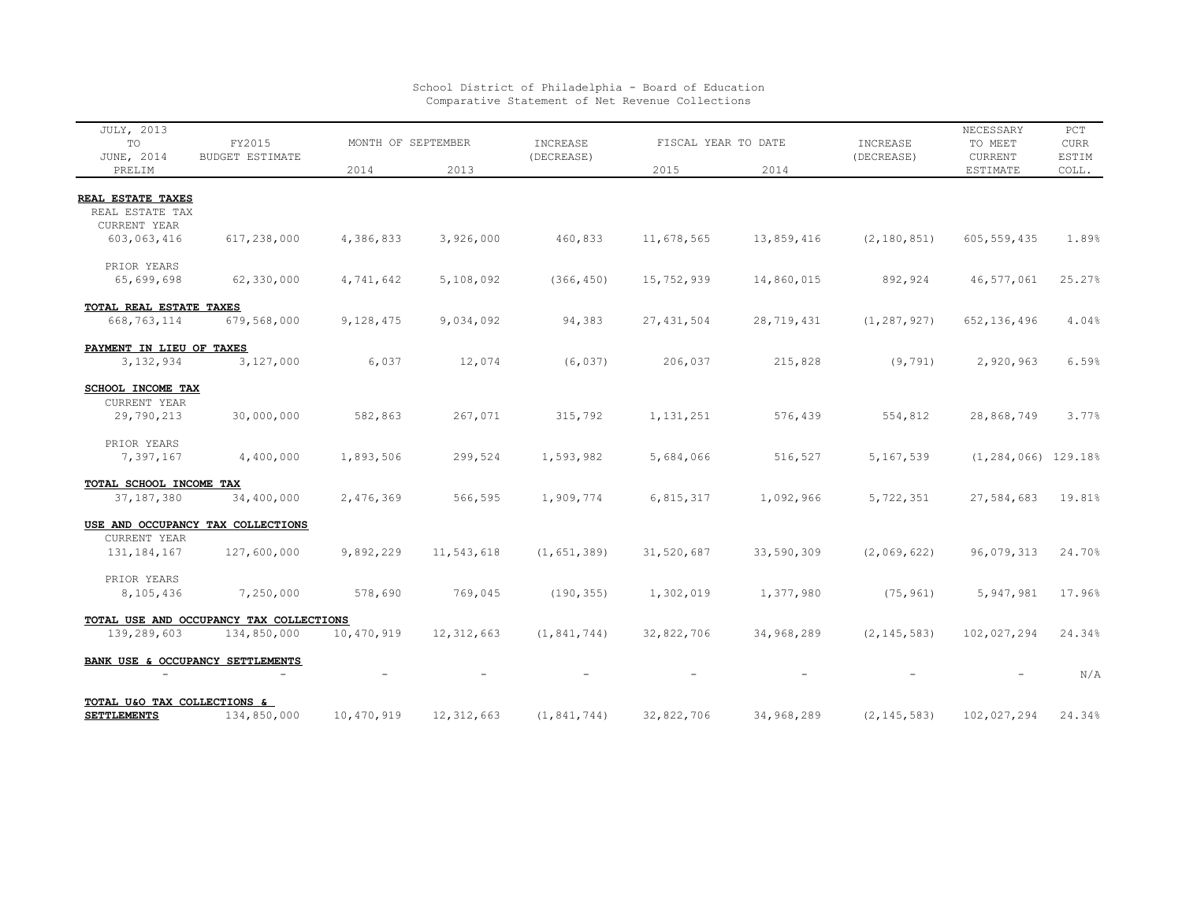School District of Philadelphia - Board of Education
Comparative Statement of Net Revenue Collections

| JULY, 2013 TO JUNE, 2014 PRELIM | FY2015 BUDGET ESTIMATE | MONTH OF SEPTEMBER 2014 | MONTH OF SEPTEMBER 2013 | INCREASE (DECREASE) | FISCAL YEAR TO DATE 2015 | FISCAL YEAR TO DATE 2014 | INCREASE (DECREASE) | NECESSARY TO MEET CURRENT ESTIMATE | PCT CURR ESTIM COLL. |
|---|---|---|---|---|---|---|---|---|---|
| **REAL ESTATE TAXES** | | | | | | | | | |
| REAL ESTATE TAX | | | | | | | | | |
| CURRENT YEAR | | | | | | | | | |
| 603,063,416 | 617,238,000 | 4,386,833 | 3,926,000 | 460,833 | 11,678,565 | 13,859,416 | (2,180,851) | 605,559,435 | 1.89% |
| PRIOR YEARS | | | | | | | | | |
| 65,699,698 | 62,330,000 | 4,741,642 | 5,108,092 | (366,450) | 15,752,939 | 14,860,015 | 892,924 | 46,577,061 | 25.27% |
| **TOTAL REAL ESTATE TAXES** | | | | | | | | | |
| 668,763,114 | 679,568,000 | 9,128,475 | 9,034,092 | 94,383 | 27,431,504 | 28,719,431 | (1,287,927) | 652,136,496 | 4.04% |
| **PAYMENT IN LIEU OF TAXES** | | | | | | | | | |
| 3,132,934 | 3,127,000 | 6,037 | 12,074 | (6,037) | 206,037 | 215,828 | (9,791) | 2,920,963 | 6.59% |
| **SCHOOL INCOME TAX** | | | | | | | | | |
| CURRENT YEAR | | | | | | | | | |
| 29,790,213 | 30,000,000 | 582,863 | 267,071 | 315,792 | 1,131,251 | 576,439 | 554,812 | 28,868,749 | 3.77% |
| PRIOR YEARS | | | | | | | | | |
| 7,397,167 | 4,400,000 | 1,893,506 | 299,524 | 1,593,982 | 5,684,066 | 516,527 | 5,167,539 | (1,284,066) | 129.18% |
| **TOTAL SCHOOL INCOME TAX** | | | | | | | | | |
| 37,187,380 | 34,400,000 | 2,476,369 | 566,595 | 1,909,774 | 6,815,317 | 1,092,966 | 5,722,351 | 27,584,683 | 19.81% |
| **USE AND OCCUPANCY TAX COLLECTIONS** | | | | | | | | | |
| CURRENT YEAR | | | | | | | | | |
| 131,184,167 | 127,600,000 | 9,892,229 | 11,543,618 | (1,651,389) | 31,520,687 | 33,590,309 | (2,069,622) | 96,079,313 | 24.70% |
| PRIOR YEARS | | | | | | | | | |
| 8,105,436 | 7,250,000 | 578,690 | 769,045 | (190,355) | 1,302,019 | 1,377,980 | (75,961) | 5,947,981 | 17.96% |
| **TOTAL USE AND OCCUPANCY TAX COLLECTIONS** | | | | | | | | | |
| 139,289,603 | 134,850,000 | 10,470,919 | 12,312,663 | (1,841,744) | 32,822,706 | 34,968,289 | (2,145,583) | 102,027,294 | 24.34% |
| **BANK USE & OCCUPANCY SETTLEMENTS** | | | | | | | | | |
| - | - | - | - | - | - | - | - | - | N/A |
| **TOTAL U&O TAX COLLECTIONS & SETTLEMENTS** | 134,850,000 | 10,470,919 | 12,312,663 | (1,841,744) | 32,822,706 | 34,968,289 | (2,145,583) | 102,027,294 | 24.34% |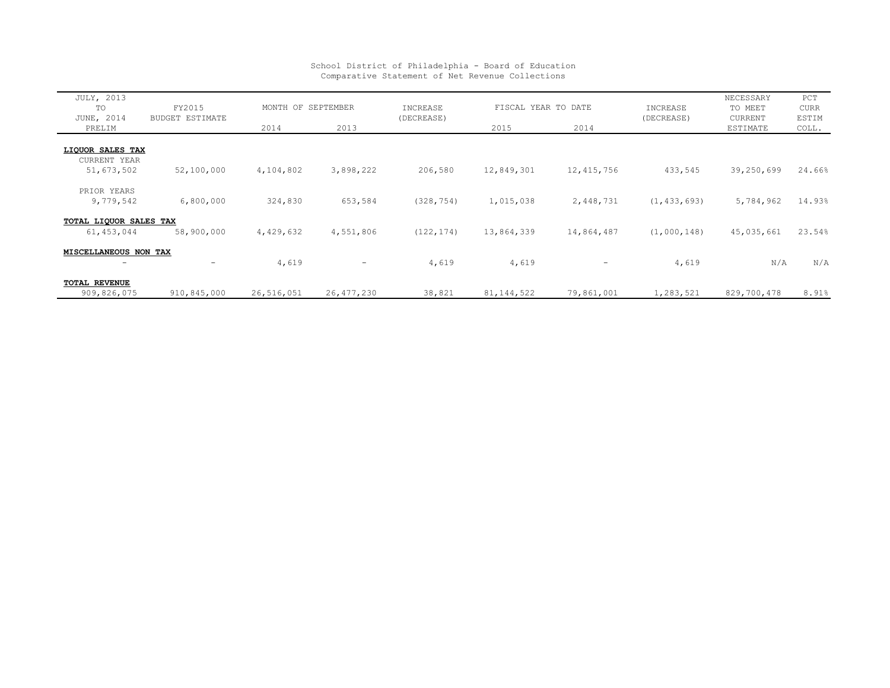School District of Philadelphia - Board of Education
Comparative Statement of Net Revenue Collections

| JULY, 2013 TO JUNE, 2014 PRELIM | FY2015 BUDGET ESTIMATE | MONTH OF SEPTEMBER 2014 | MONTH OF SEPTEMBER 2013 | INCREASE (DECREASE) | FISCAL YEAR TO DATE 2015 | FISCAL YEAR TO DATE 2014 | INCREASE (DECREASE) | NECESSARY TO MEET CURRENT ESTIMATE | PCT CURR ESTIM COLL. |
|---|---|---|---|---|---|---|---|---|---|
| **LIQUOR SALES TAX** | | | | | | | | | |
| CURRENT YEAR | | | | | | | | | |
| 51,673,502 | 52,100,000 | 4,104,802 | 3,898,222 | 206,580 | 12,849,301 | 12,415,756 | 433,545 | 39,250,699 | 24.66% |
| PRIOR YEARS | | | | | | | | | |
| 9,779,542 | 6,800,000 | 324,830 | 653,584 | (328,754) | 1,015,038 | 2,448,731 | (1,433,693) | 5,784,962 | 14.93% |
| **TOTAL LIQUOR SALES TAX** | | | | | | | | | |
| 61,453,044 | 58,900,000 | 4,429,632 | 4,551,806 | (122,174) | 13,864,339 | 14,864,487 | (1,000,148) | 45,035,661 | 23.54% |
| **MISCELLANEOUS NON TAX** | | | | | | | | | |
| - | - | 4,619 | - | 4,619 | 4,619 | - | 4,619 | N/A | N/A |
| **TOTAL REVENUE** | | | | | | | | | |
| 909,826,075 | 910,845,000 | 26,516,051 | 26,477,230 | 38,821 | 81,144,522 | 79,861,001 | 1,283,521 | 829,700,478 | 8.91% |